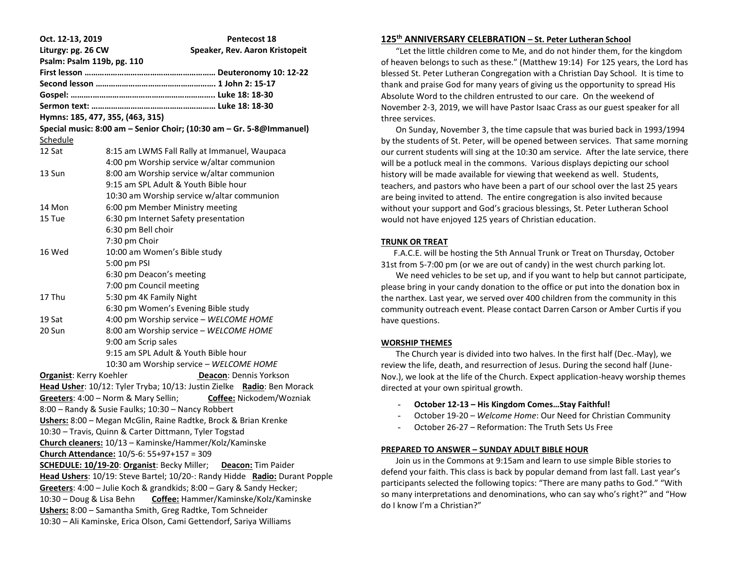**Oct. 12-13, 2019** **Pentecost 18**

**Liturgy: pg. 26 CW** **Speaker, Rev. Aaron Kristopeit**

**Psalm: Psalm 119b, pg. 110**

**First lesson …………………………………………………… Deuteronomy 10: 12-22**

**Second lesson ………………………………………………. 1 John 2: 15-17**

**Gospel: ……..……………………………………………….. Luke 18: 18-30**

**Sermon text: ………………………………………………… Luke 18: 18-30**

**Hymns: 185, 477, 355, (463, 315)**

**Special music: 8:00 am – Senior Choir; (10:30 am – Gr. 5-8@Immanuel)**

Schedule

| | |
|---|---|
| 12 Sat | 8:15 am LWMS Fall Rally at Immanuel, Waupaca |
| | 4:00 pm Worship service w/altar communion |
| 13 Sun | 8:00 am Worship service w/altar communion |
| | 9:15 am SPL Adult & Youth Bible hour |
| | 10:30 am Worship service w/altar communion |
| 14 Mon | 6:00 pm Member Ministry meeting |
| 15 Tue | 6:30 pm Internet Safety presentation |
| | 6:30 pm Bell choir |
| | 7:30 pm Choir |
| 16 Wed | 10:00 am Women's Bible study |
| | 5:00 pm PSI |
| | 6:30 pm Deacon's meeting |
| | 7:00 pm Council meeting |
| 17 Thu | 5:30 pm 4K Family Night |
| | 6:30 pm Women's Evening Bible study |
| 19 Sat | 4:00 pm Worship service – *WELCOME HOME* |
| 20 Sun | 8:00 am Worship service – *WELCOME HOME* |
| | 9:00 am Scrip sales |
| | 9:15 am SPL Adult & Youth Bible hour |
| | 10:30 am Worship service – *WELCOME HOME* |

**Organist**: Kerry Koehler **Deacon**: Dennis Yorkson

**Head Usher**: 10/12: Tyler Tryba; 10/13: Justin Zielke **Radio**: Ben Morack

**Greeters**: 4:00 – Norm & Mary Sellin; **Coffee:** Nickodem/Wozniak

8:00 – Randy & Susie Faulks; 10:30 – Nancy Robbert

**Ushers:** 8:00 – Megan McGlin, Raine Radtke, Brock & Brian Krenke

10:30 – Travis, Quinn & Carter Dittmann, Tyler Togstad

**Church cleaners:** 10/13 – Kaminske/Hammer/Kolz/Kaminske

**Church Attendance:** 10/5-6: 55+97+157 = 309

**SCHEDULE: 10/19-20**: **Organist**: Becky Miller; **Deacon:** Tim Paider

**Head Ushers**: 10/19: Steve Bartel; 10/20-: Randy Hidde **Radio:** Durant Popple

**Greeters**: 4:00 – Julie Koch & grandkids; 8:00 – Gary & Sandy Hecker;

10:30 – Doug & Lisa Behn **Coffee:** Hammer/Kaminske/Kolz/Kaminske

**Ushers:** 8:00 – Samantha Smith, Greg Radtke, Tom Schneider

10:30 – Ali Kaminske, Erica Olson, Cami Gettendorf, Sariya Williams

## 125th ANNIVERSARY CELEBRATION – St. Peter Lutheran School

"Let the little children come to Me, and do not hinder them, for the kingdom of heaven belongs to such as these." (Matthew 19:14) For 125 years, the Lord has blessed St. Peter Lutheran Congregation with a Christian Day School. It is time to thank and praise God for many years of giving us the opportunity to spread His Absolute Word to the children entrusted to our care. On the weekend of November 2-3, 2019, we will have Pastor Isaac Crass as our guest speaker for all three services.

On Sunday, November 3, the time capsule that was buried back in 1993/1994 by the students of St. Peter, will be opened between services. That same morning our current students will sing at the 10:30 am service. After the late service, there will be a potluck meal in the commons. Various displays depicting our school history will be made available for viewing that weekend as well. Students, teachers, and pastors who have been a part of our school over the last 25 years are being invited to attend. The entire congregation is also invited because without your support and God's gracious blessings, St. Peter Lutheran School would not have enjoyed 125 years of Christian education.

## TRUNK OR TREAT

F.A.C.E. will be hosting the 5th Annual Trunk or Treat on Thursday, October 31st from 5-7:00 pm (or we are out of candy) in the west church parking lot.

We need vehicles to be set up, and if you want to help but cannot participate, please bring in your candy donation to the office or put into the donation box in the narthex. Last year, we served over 400 children from the community in this community outreach event. Please contact Darren Carson or Amber Curtis if you have questions.

## WORSHIP THEMES

The Church year is divided into two halves. In the first half (Dec.-May), we review the life, death, and resurrection of Jesus. During the second half (June-Nov.), we look at the life of the Church. Expect application-heavy worship themes directed at your own spiritual growth.

- **October 12-13 – His Kingdom Comes…Stay Faithful!**
- October 19-20 – *Welcome Home*: Our Need for Christian Community
- October 26-27 – Reformation: The Truth Sets Us Free

## PREPARED TO ANSWER – SUNDAY ADULT BIBLE HOUR

Join us in the Commons at 9:15am and learn to use simple Bible stories to defend your faith. This class is back by popular demand from last fall. Last year's participants selected the following topics: "There are many paths to God." "With so many interpretations and denominations, who can say who's right?" and "How do I know I'm a Christian?"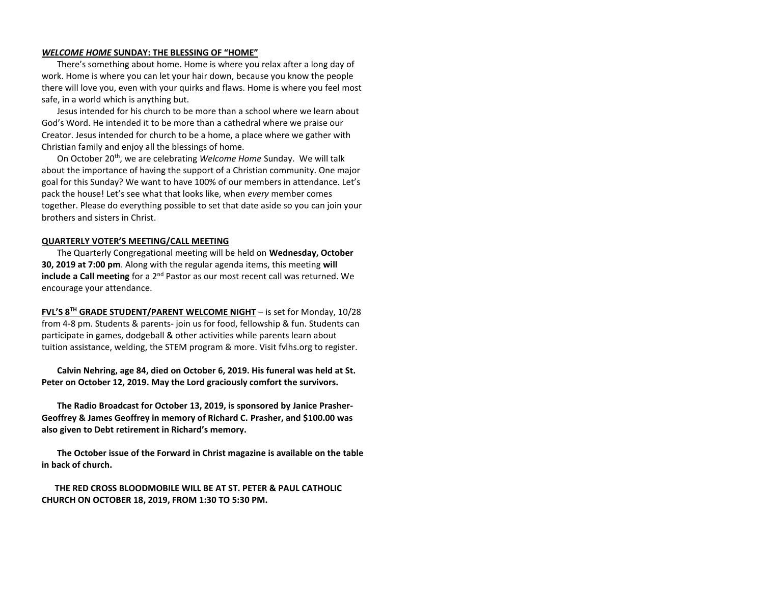***WELCOME HOME* SUNDAY: THE BLESSING OF "HOME"**

There's something about home. Home is where you relax after a long day of work. Home is where you can let your hair down, because you know the people there will love you, even with your quirks and flaws. Home is where you feel most safe, in a world which is anything but.

Jesus intended for his church to be more than a school where we learn about God's Word. He intended it to be more than a cathedral where we praise our Creator. Jesus intended for church to be a home, a place where we gather with Christian family and enjoy all the blessings of home.

On October 20th, we are celebrating *Welcome Home* Sunday. We will talk about the importance of having the support of a Christian community. One major goal for this Sunday? We want to have 100% of our members in attendance. Let's pack the house! Let's see what that looks like, when *every* member comes together. Please do everything possible to set that date aside so you can join your brothers and sisters in Christ.

**QUARTERLY VOTER'S MEETING/CALL MEETING**

The Quarterly Congregational meeting will be held on **Wednesday, October 30, 2019 at 7:00 pm**. Along with the regular agenda items, this meeting **will include a Call meeting** for a 2nd Pastor as our most recent call was returned. We encourage your attendance.

**FVL'S 8TH GRADE STUDENT/PARENT WELCOME NIGHT** – is set for Monday, 10/28 from 4-8 pm. Students & parents- join us for food, fellowship & fun. Students can participate in games, dodgeball & other activities while parents learn about tuition assistance, welding, the STEM program & more. Visit fvlhs.org to register.

**Calvin Nehring, age 84, died on October 6, 2019. His funeral was held at St. Peter on October 12, 2019. May the Lord graciously comfort the survivors.**

**The Radio Broadcast for October 13, 2019, is sponsored by Janice Prasher-Geoffrey & James Geoffrey in memory of Richard C. Prasher, and $100.00 was also given to Debt retirement in Richard's memory.**

**The October issue of the Forward in Christ magazine is available on the table in back of church.**

**THE RED CROSS BLOODMOBILE WILL BE AT ST. PETER & PAUL CATHOLIC CHURCH ON OCTOBER 18, 2019, FROM 1:30 TO 5:30 PM.**